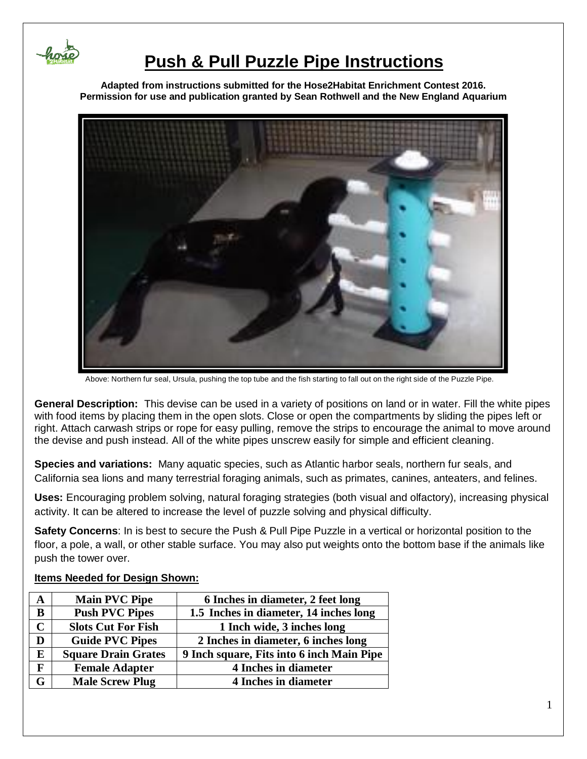# Push & Pull Puzzle Pipe Instructions

**Adapted from instructions submitted for the Hose2Habitat Enrichment Contest 2016.**
**Permission for use and publication granted by Sean Rothwell and the New England Aquarium**

Above: Northern fur seal, Ursula, pushing the top tube and the fish starting to fall out on the right side of the Puzzle Pipe.

**General Description:** This devise can be used in a variety of positions on land or in water. Fill the white pipes with food items by placing them in the open slots. Close or open the compartments by sliding the pipes left or right. Attach carwash strips or rope for easy pulling, remove the strips to encourage the animal to move around the devise and push instead. All of the white pipes unscrew easily for simple and efficient cleaning.

**Species and variations:** Many aquatic species, such as Atlantic harbor seals, northern fur seals, and California sea lions and many terrestrial foraging animals, such as primates, canines, anteaters, and felines.

**Uses:** Encouraging problem solving, natural foraging strategies (both visual and olfactory), increasing physical activity. It can be altered to increase the level of puzzle solving and physical difficulty.

**Safety Concerns**: In is best to secure the Push & Pull Pipe Puzzle in a vertical or horizontal position to the floor, a pole, a wall, or other stable surface. You may also put weights onto the bottom base if the animals like push the tower over.

**Items Needed for Design Shown:**

| | | |
|---|---|---|
| **A** | **Main PVC Pipe** | **6 Inches in diameter, 2 feet long** |
| **B** | **Push PVC Pipes** | **1.5 Inches in diameter, 14 inches long** |
| **C** | **Slots Cut For Fish** | **1 Inch wide, 3 inches long** |
| **D** | **Guide PVC Pipes** | **2 Inches in diameter, 6 inches long** |
| **E** | **Square Drain Grates** | **9 Inch square, Fits into 6 inch Main Pipe** |
| **F** | **Female Adapter** | **4 Inches in diameter** |
| **G** | **Male Screw Plug** | **4 Inches in diameter** |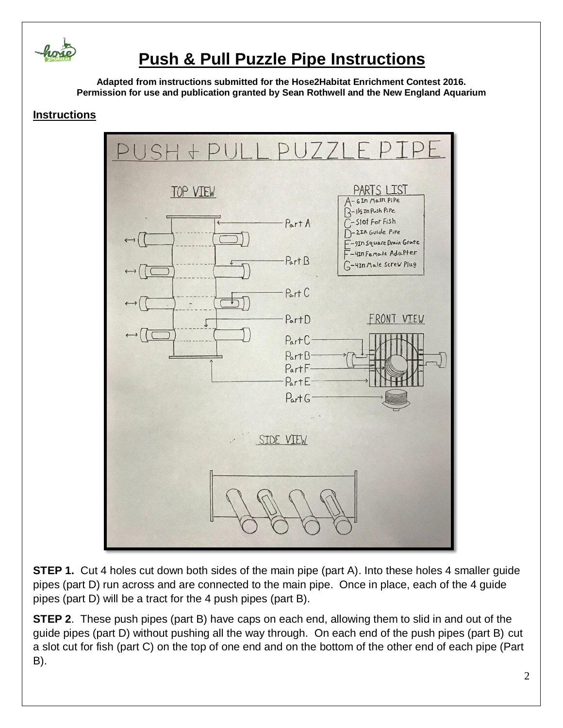# Push & Pull Puzzle Pipe Instructions

**Adapted from instructions submitted for the Hose2Habitat Enrichment Contest 2016. Permission for use and publication granted by Sean Rothwell and the New England Aquarium**

## Instructions

**STEP 1.** Cut 4 holes cut down both sides of the main pipe (part A). Into these holes 4 smaller guide pipes (part D) run across and are connected to the main pipe. Once in place, each of the 4 guide pipes (part D) will be a tract for the 4 push pipes (part B).

**STEP 2**. These push pipes (part B) have caps on each end, allowing them to slid in and out of the guide pipes (part D) without pushing all the way through. On each end of the push pipes (part B) cut a slot cut for fish (part C) on the top of one end and on the bottom of the other end of each pipe (Part B).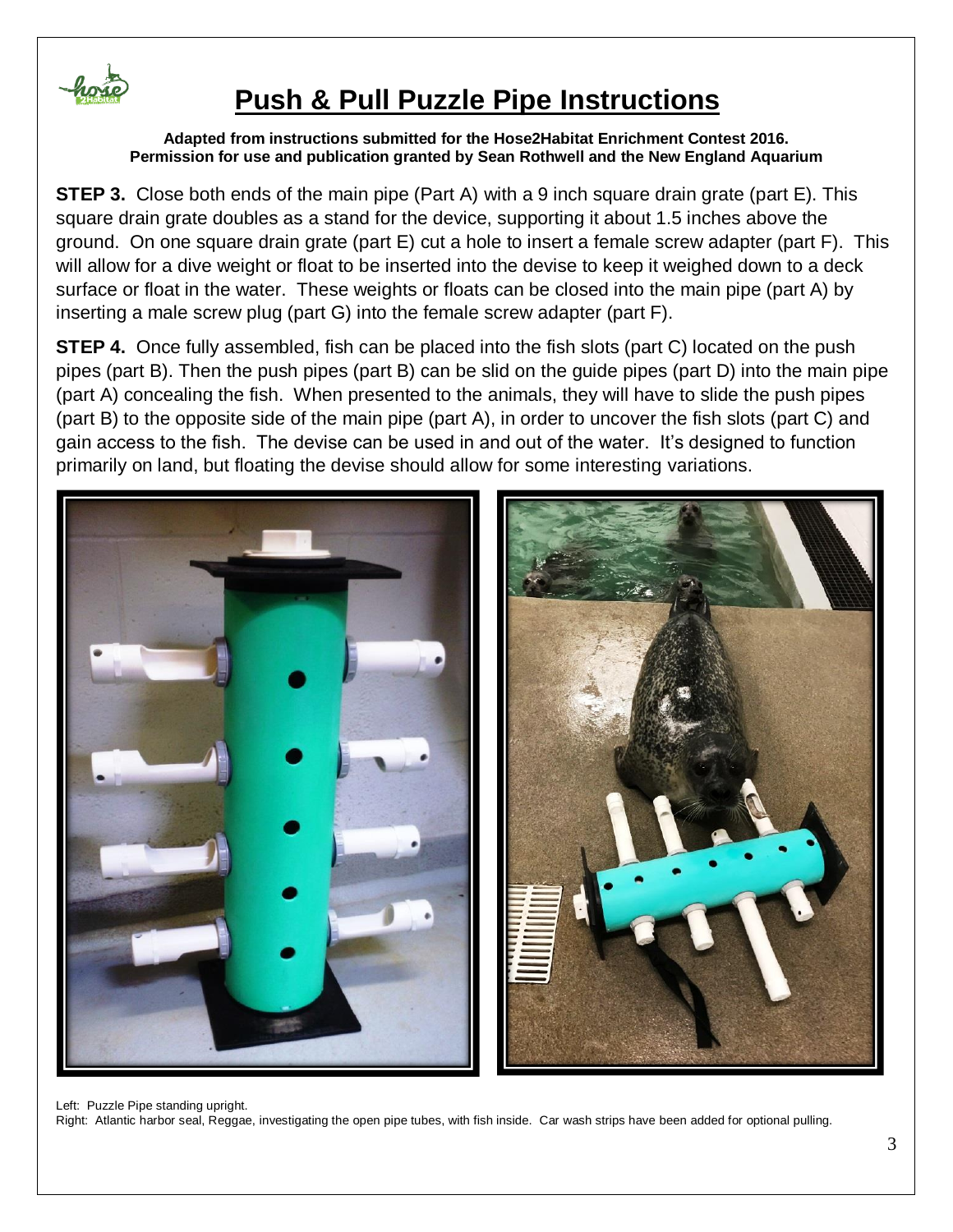# Push & Pull Puzzle Pipe Instructions

**Adapted from instructions submitted for the Hose2Habitat Enrichment Contest 2016.**
**Permission for use and publication granted by Sean Rothwell and the New England Aquarium**

**STEP 3.** Close both ends of the main pipe (Part A) with a 9 inch square drain grate (part E). This square drain grate doubles as a stand for the device, supporting it about 1.5 inches above the ground. On one square drain grate (part E) cut a hole to insert a female screw adapter (part F). This will allow for a dive weight or float to be inserted into the devise to keep it weighed down to a deck surface or float in the water. These weights or floats can be closed into the main pipe (part A) by inserting a male screw plug (part G) into the female screw adapter (part F).

**STEP 4.** Once fully assembled, fish can be placed into the fish slots (part C) located on the push pipes (part B). Then the push pipes (part B) can be slid on the guide pipes (part D) into the main pipe (part A) concealing the fish. When presented to the animals, they will have to slide the push pipes (part B) to the opposite side of the main pipe (part A), in order to uncover the fish slots (part C) and gain access to the fish. The devise can be used in and out of the water. It's designed to function primarily on land, but floating the devise should allow for some interesting variations.

Left: Puzzle Pipe standing upright.
Right: Atlantic harbor seal, Reggae, investigating the open pipe tubes, with fish inside. Car wash strips have been added for optional pulling.